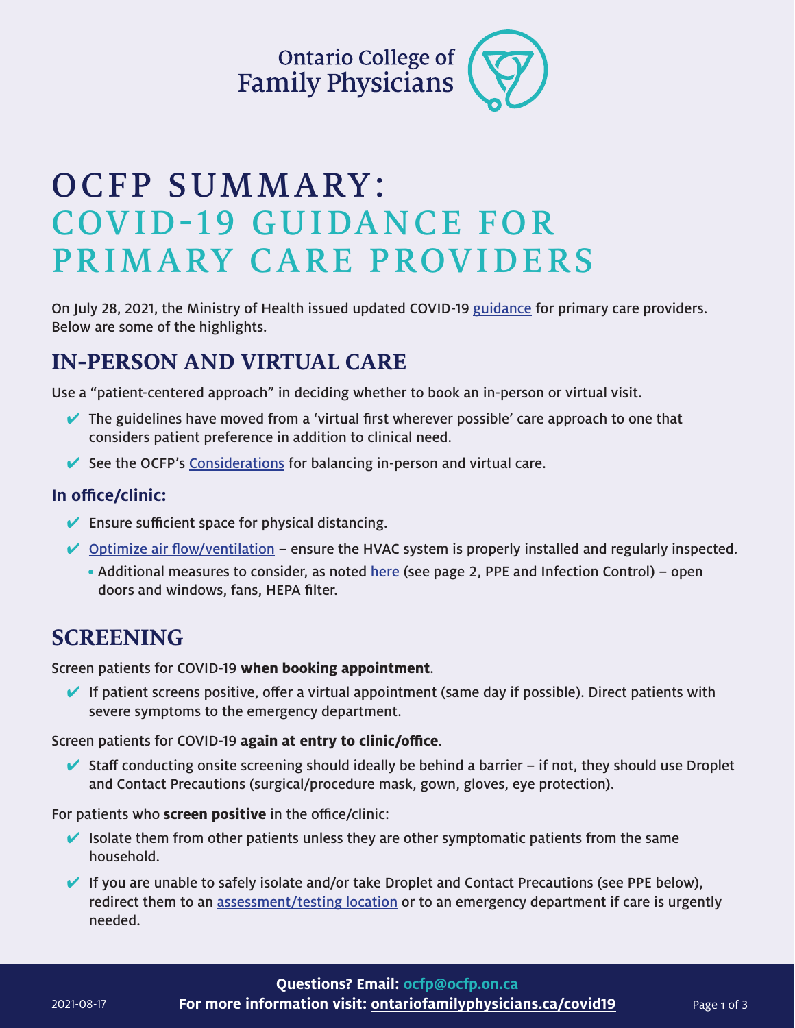Ontario College of Family Physicians

# OCFP SUMMARY: COVID-19 GUIDANCE FOR PRIMARY CARE PROVIDERS

On July 28, 2021, the Ministry of Health issued updated COVID-19 guidance for primary care providers. Below are some of the highlights.

## IN-PERSON AND VIRTUAL CARE

Use a "patient-centered approach" in deciding whether to book an in-person or virtual visit.

- ✔ The guidelines have moved from a 'virtual first wherever possible' care approach to one that considers patient preference in addition to clinical need.
- ✔ See the OCFP's Considerations for balancing in-person and virtual care.

### In office/clinic:

- ✔ Ensure sufficient space for physical distancing.
- ✔ Optimize air flow/ventilation – ensure the HVAC system is properly installed and regularly inspected.
  - Additional measures to consider, as noted here (see page 2, PPE and Infection Control) – open doors and windows, fans, HEPA filter.

## SCREENING

Screen patients for COVID-19 **when booking appointment**.

- ✔ If patient screens positive, offer a virtual appointment (same day if possible). Direct patients with severe symptoms to the emergency department.

Screen patients for COVID-19 **again at entry to clinic/office**.

- ✔ Staff conducting onsite screening should ideally be behind a barrier – if not, they should use Droplet and Contact Precautions (surgical/procedure mask, gown, gloves, eye protection).

For patients who **screen positive** in the office/clinic:

- ✔ Isolate them from other patients unless they are other symptomatic patients from the same household.
- ✔ If you are unable to safely isolate and/or take Droplet and Contact Precautions (see PPE below), redirect them to an assessment/testing location or to an emergency department if care is urgently needed.

**Questions? Email: ocfp@ocfp.on.ca**
**For more information visit: ontariofamilyphysicians.ca/covid19**

2021-08-17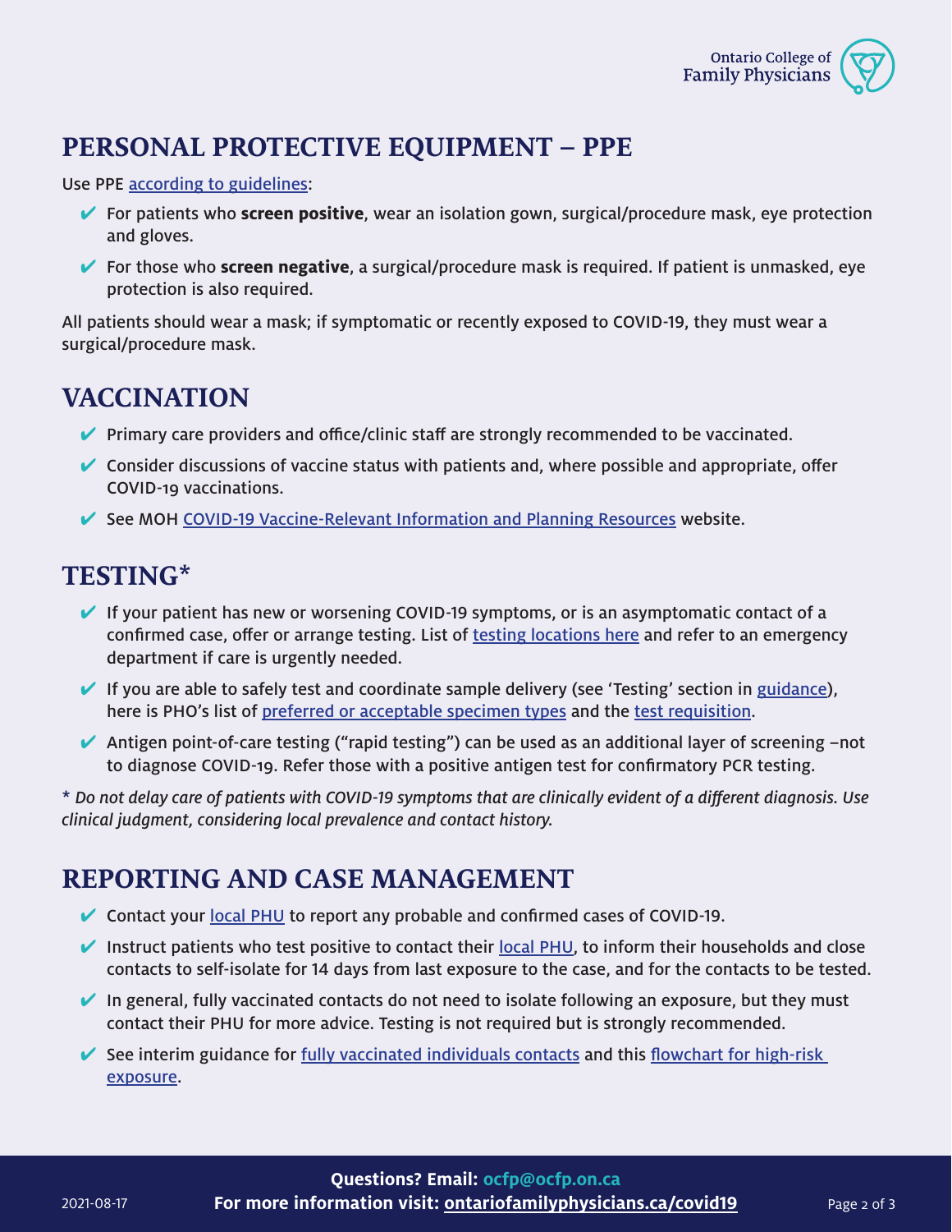## PERSONAL PROTECTIVE EQUIPMENT – PPE

Use PPE according to guidelines:

- ✔ For patients who **screen positive**, wear an isolation gown, surgical/procedure mask, eye protection and gloves.
- ✔ For those who **screen negative**, a surgical/procedure mask is required. If patient is unmasked, eye protection is also required.

All patients should wear a mask; if symptomatic or recently exposed to COVID-19, they must wear a surgical/procedure mask.

## VACCINATION

- ✔ Primary care providers and office/clinic staff are strongly recommended to be vaccinated.
- ✔ Consider discussions of vaccine status with patients and, where possible and appropriate, offer COVID-19 vaccinations.
- ✔ See MOH COVID-19 Vaccine-Relevant Information and Planning Resources website.

## TESTING*

- ✔ If your patient has new or worsening COVID-19 symptoms, or is an asymptomatic contact of a confirmed case, offer or arrange testing. List of testing locations here and refer to an emergency department if care is urgently needed.
- ✔ If you are able to safely test and coordinate sample delivery (see 'Testing' section in guidance), here is PHO's list of preferred or acceptable specimen types and the test requisition.
- ✔ Antigen point-of-care testing ("rapid testing") can be used as an additional layer of screening –not to diagnose COVID-19. Refer those with a positive antigen test for confirmatory PCR testing.

*\* Do not delay care of patients with COVID-19 symptoms that are clinically evident of a different diagnosis. Use clinical judgment, considering local prevalence and contact history.*

## REPORTING AND CASE MANAGEMENT

- ✔ Contact your local PHU to report any probable and confirmed cases of COVID-19.
- ✔ Instruct patients who test positive to contact their local PHU, to inform their households and close contacts to self-isolate for 14 days from last exposure to the case, and for the contacts to be tested.
- ✔ In general, fully vaccinated contacts do not need to isolate following an exposure, but they must contact their PHU for more advice. Testing is not required but is strongly recommended.
- ✔ See interim guidance for fully vaccinated individuals contacts and this flowchart for high-risk exposure.

**Questions? Email: ocfp@ocfp.on.ca**
**For more information visit: ontariofamilyphysicians.ca/covid19**

2021-08-17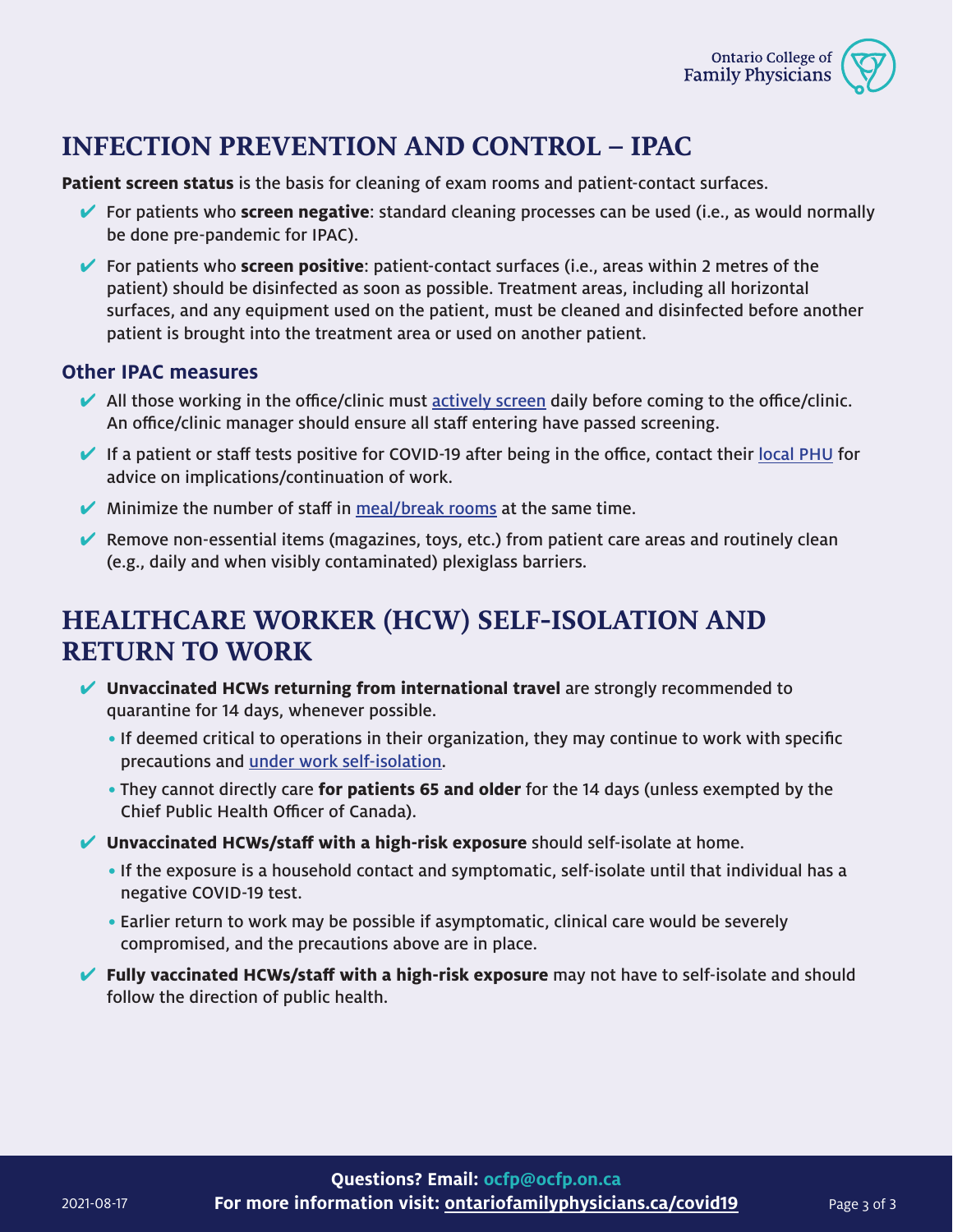## INFECTION PREVENTION AND CONTROL – IPAC

**Patient screen status** is the basis for cleaning of exam rooms and patient-contact surfaces.

- For patients who **screen negative**: standard cleaning processes can be used (i.e., as would normally be done pre-pandemic for IPAC).
- For patients who **screen positive**: patient-contact surfaces (i.e., areas within 2 metres of the patient) should be disinfected as soon as possible. Treatment areas, including all horizontal surfaces, and any equipment used on the patient, must be cleaned and disinfected before another patient is brought into the treatment area or used on another patient.

### Other IPAC measures

- All those working in the office/clinic must actively screen daily before coming to the office/clinic. An office/clinic manager should ensure all staff entering have passed screening.
- If a patient or staff tests positive for COVID-19 after being in the office, contact their local PHU for advice on implications/continuation of work.
- Minimize the number of staff in meal/break rooms at the same time.
- Remove non-essential items (magazines, toys, etc.) from patient care areas and routinely clean (e.g., daily and when visibly contaminated) plexiglass barriers.

## HEALTHCARE WORKER (HCW) SELF-ISOLATION AND RETURN TO WORK

- **Unvaccinated HCWs returning from international travel** are strongly recommended to quarantine for 14 days, whenever possible.
  - If deemed critical to operations in their organization, they may continue to work with specific precautions and under work self-isolation.
  - They cannot directly care **for patients 65 and older** for the 14 days (unless exempted by the Chief Public Health Officer of Canada).
- **Unvaccinated HCWs/staff with a high-risk exposure** should self-isolate at home.
  - If the exposure is a household contact and symptomatic, self-isolate until that individual has a negative COVID-19 test.
  - Earlier return to work may be possible if asymptomatic, clinical care would be severely compromised, and the precautions above are in place.
- **Fully vaccinated HCWs/staff with a high-risk exposure** may not have to self-isolate and should follow the direction of public health.

**Questions? Email: ocfp@ocfp.on.ca**
**For more information visit: ontariofamilyphysicians.ca/covid19**

2021-08-17